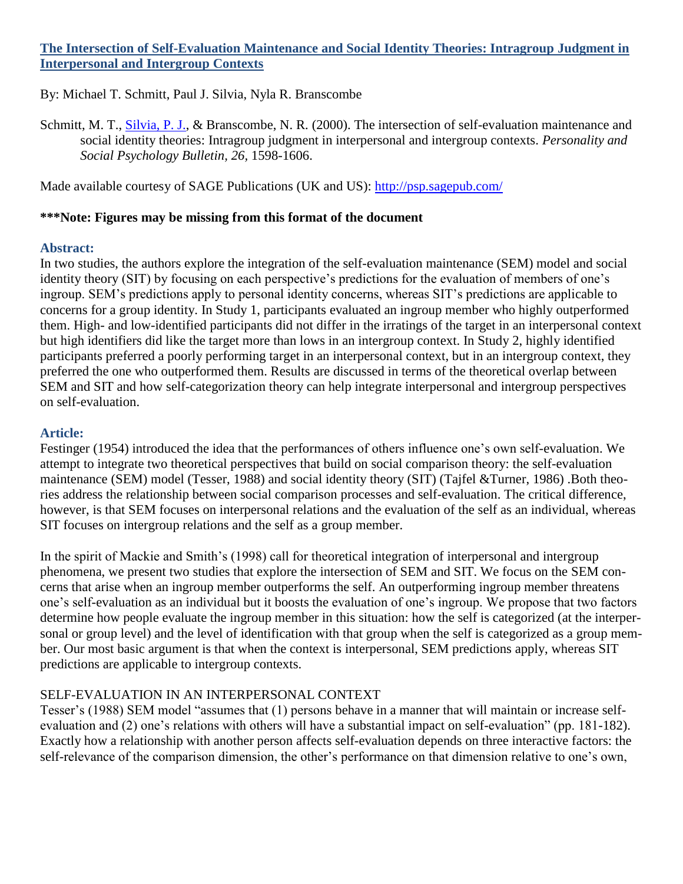## [The Intersection of Self-Evaluation Maintenance and Social Identity Theories: Intragroup Judgment in Interpersonal and Intergroup Contexts]

By: Michael T. Schmitt, Paul J. Silvia, Nyla R. Branscombe

Schmitt, M. T., [Silvia, P. J.], & Branscombe, N. R. (2000). The intersection of self-evaluation maintenance and social identity theories: Intragroup judgment in interpersonal and intergroup contexts. *Personality and Social Psychology Bulletin, 26,* 1598-1606.

Made available courtesy of SAGE Publications (UK and US): http://psp.sagepub.com/

**\*\*\*Note: Figures may be missing from this format of the document**

### Abstract:

In two studies, the authors explore the integration of the self-evaluation maintenance (SEM) model and social identity theory (SIT) by focusing on each perspective's predictions for the evaluation of members of one's ingroup. SEM's predictions apply to personal identity concerns, whereas SIT's predictions are applicable to concerns for a group identity. In Study 1, participants evaluated an ingroup member who highly outperformed them. High- and low-identified participants did not differ in the irratings of the target in an interpersonal context but high identifiers did like the target more than lows in an intergroup context. In Study 2, highly identified participants preferred a poorly performing target in an interpersonal context, but in an intergroup context, they preferred the one who outperformed them. Results are discussed in terms of the theoretical overlap between SEM and SIT and how self-categorization theory can help integrate interpersonal and intergroup perspectives on self-evaluation.

### Article:

Festinger (1954) introduced the idea that the performances of others influence one's own self-evaluation. We attempt to integrate two theoretical perspectives that build on social comparison theory: the self-evaluation maintenance (SEM) model (Tesser, 1988) and social identity theory (SIT) (Tajfel &Turner, 1986) .Both theories address the relationship between social comparison processes and self-evaluation. The critical difference, however, is that SEM focuses on interpersonal relations and the evaluation of the self as an individual, whereas SIT focuses on intergroup relations and the self as a group member.

In the spirit of Mackie and Smith's (1998) call for theoretical integration of interpersonal and intergroup phenomena, we present two studies that explore the intersection of SEM and SIT. We focus on the SEM concerns that arise when an ingroup member outperforms the self. An outperforming ingroup member threatens one's self-evaluation as an individual but it boosts the evaluation of one's ingroup. We propose that two factors determine how people evaluate the ingroup member in this situation: how the self is categorized (at the interpersonal or group level) and the level of identification with that group when the self is categorized as a group member. Our most basic argument is that when the context is interpersonal, SEM predictions apply, whereas SIT predictions are applicable to intergroup contexts.

#### SELF-EVALUATION IN AN INTERPERSONAL CONTEXT

Tesser's (1988) SEM model "assumes that (1) persons behave in a manner that will maintain or increase self-evaluation and (2) one's relations with others will have a substantial impact on self-evaluation" (pp. 181-182). Exactly how a relationship with another person affects self-evaluation depends on three interactive factors: the self-relevance of the comparison dimension, the other's performance on that dimension relative to one's own,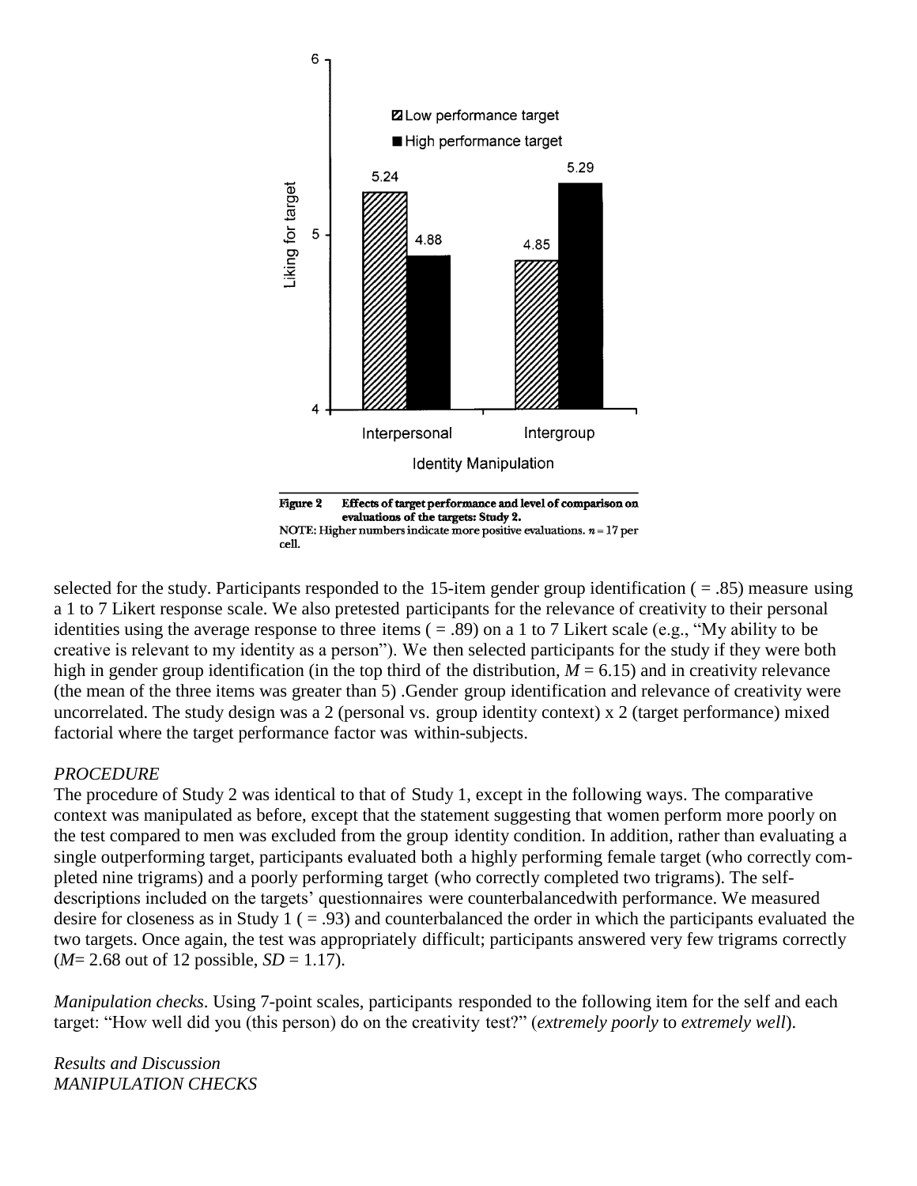Figure 2 Effects of target performance and level of comparison on evaluations of the targets: Study 2.
NOTE: Higher numbers indicate more positive evaluations. $n = 17$ per cell.

selected for the study. Participants responded to the 15-item gender group identification ( = .85) measure using a 1 to 7 Likert response scale. We also pretested participants for the relevance of creativity to their personal identities using the average response to three items ( = .89) on a 1 to 7 Likert scale (e.g., "My ability to be creative is relevant to my identity as a person"). We then selected participants for the study if they were both high in gender group identification (in the top third of the distribution, $M = 6.15$) and in creativity relevance (the mean of the three items was greater than 5) .Gender group identification and relevance of creativity were uncorrelated. The study design was a 2 (personal vs. group identity context) x 2 (target performance) mixed factorial where the target performance factor was within-subjects.

*PROCEDURE*

The procedure of Study 2 was identical to that of Study 1, except in the following ways. The comparative context was manipulated as before, except that the statement suggesting that women perform more poorly on the test compared to men was excluded from the group identity condition. In addition, rather than evaluating a single outperforming target, participants evaluated both a highly performing female target (who correctly completed nine trigrams) and a poorly performing target (who correctly completed two trigrams). The self-descriptions included on the targets' questionnaires were counterbalancedwith performance. We measured desire for closeness as in Study 1 ( = .93) and counterbalanced the order in which the participants evaluated the two targets. Once again, the test was appropriately difficult; participants answered very few trigrams correctly ($M$= 2.68 out of 12 possible, $SD$ = 1.17).

*Manipulation checks*. Using 7-point scales, participants responded to the following item for the self and each target: "How well did you (this person) do on the creativity test?" (*extremely poorly* to *extremely well*).

*Results and Discussion*

*MANIPULATION CHECKS*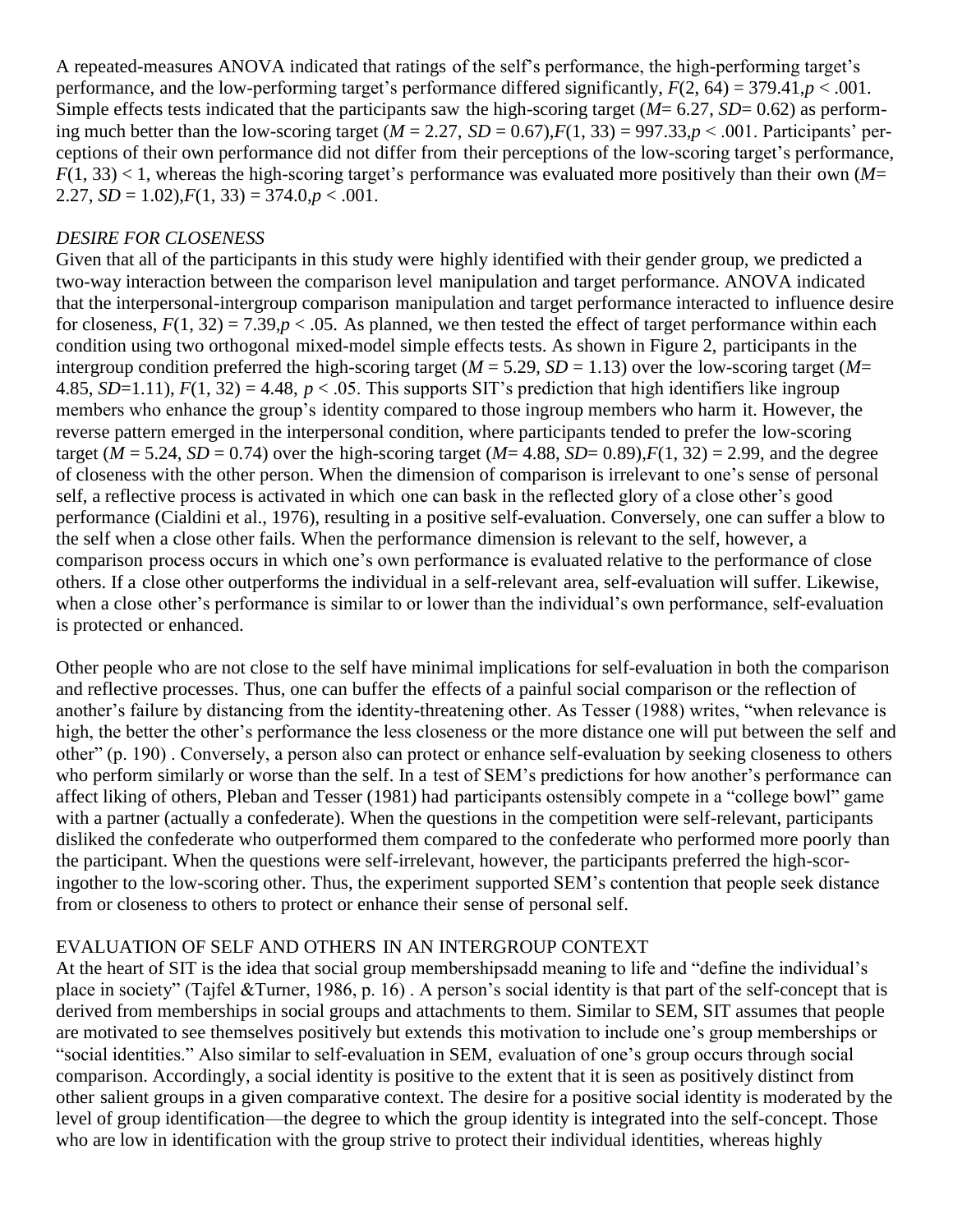A repeated-measures ANOVA indicated that ratings of the self's performance, the high-performing target's performance, and the low-performing target's performance differed significantly, $F(2, 64) = 379.41, p < .001$. Simple effects tests indicated that the participants saw the high-scoring target ($M = 6.27$, $SD = 0.62$) as performing much better than the low-scoring target ($M = 2.27$, $SD = 0.67$), $F(1, 33) = 997.33, p < .001$. Participants' perceptions of their own performance did not differ from their perceptions of the low-scoring target's performance, $F(1, 33) < 1$, whereas the high-scoring target's performance was evaluated more positively than their own ($M = 2.27$, $SD = 1.02$), $F(1, 33) = 374.0, p < .001$.

*DESIRE FOR CLOSENESS*

Given that all of the participants in this study were highly identified with their gender group, we predicted a two-way interaction between the comparison level manipulation and target performance. ANOVA indicated that the interpersonal-intergroup comparison manipulation and target performance interacted to influence desire for closeness, $F(1, 32) = 7.39, p < .05$. As planned, we then tested the effect of target performance within each condition using two orthogonal mixed-model simple effects tests. As shown in Figure 2, participants in the intergroup condition preferred the high-scoring target ($M = 5.29$, $SD = 1.13$) over the low-scoring target ($M = 4.85$, $SD = 1.11$), $F(1, 32) = 4.48$, $p < .05$. This supports SIT's prediction that high identifiers like ingroup members who enhance the group's identity compared to those ingroup members who harm it. However, the reverse pattern emerged in the interpersonal condition, where participants tended to prefer the low-scoring target ($M = 5.24$, $SD = 0.74$) over the high-scoring target ($M = 4.88$, $SD = 0.89$), $F(1, 32) = 2.99$, and the degree of closeness with the other person. When the dimension of comparison is irrelevant to one's sense of personal self, a reflective process is activated in which one can bask in the reflected glory of a close other's good performance (Cialdini et al., 1976), resulting in a positive self-evaluation. Conversely, one can suffer a blow to the self when a close other fails. When the performance dimension is relevant to the self, however, a comparison process occurs in which one's own performance is evaluated relative to the performance of close others. If a close other outperforms the individual in a self-relevant area, self-evaluation will suffer. Likewise, when a close other's performance is similar to or lower than the individual's own performance, self-evaluation is protected or enhanced.

Other people who are not close to the self have minimal implications for self-evaluation in both the comparison and reflective processes. Thus, one can buffer the effects of a painful social comparison or the reflection of another's failure by distancing from the identity-threatening other. As Tesser (1988) writes, "when relevance is high, the better the other's performance the less closeness or the more distance one will put between the self and other" (p. 190) . Conversely, a person also can protect or enhance self-evaluation by seeking closeness to others who perform similarly or worse than the self. In a test of SEM's predictions for how another's performance can affect liking of others, Pleban and Tesser (1981) had participants ostensibly compete in a "college bowl" game with a partner (actually a confederate). When the questions in the competition were self-relevant, participants disliked the confederate who outperformed them compared to the confederate who performed more poorly than the participant. When the questions were self-irrelevant, however, the participants preferred the high-scoringother to the low-scoring other. Thus, the experiment supported SEM's contention that people seek distance from or closeness to others to protect or enhance their sense of personal self.

EVALUATION OF SELF AND OTHERS IN AN INTERGROUP CONTEXT

At the heart of SIT is the idea that social group membershipsadd meaning to life and "define the individual's place in society" (Tajfel &Turner, 1986, p. 16) . A person's social identity is that part of the self-concept that is derived from memberships in social groups and attachments to them. Similar to SEM, SIT assumes that people are motivated to see themselves positively but extends this motivation to include one's group memberships or "social identities." Also similar to self-evaluation in SEM, evaluation of one's group occurs through social comparison. Accordingly, a social identity is positive to the extent that it is seen as positively distinct from other salient groups in a given comparative context. The desire for a positive social identity is moderated by the level of group identification—the degree to which the group identity is integrated into the self-concept. Those who are low in identification with the group strive to protect their individual identities, whereas highly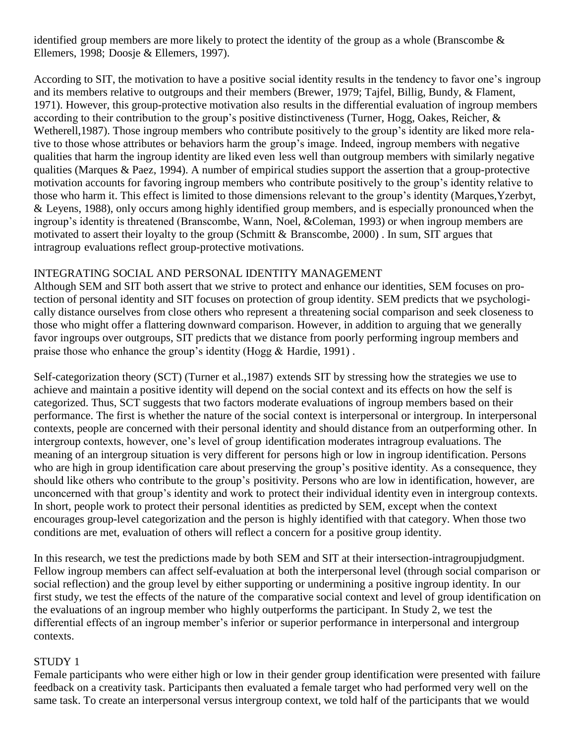identified group members are more likely to protect the identity of the group as a whole (Branscombe & Ellemers, 1998; Doosje & Ellemers, 1997).

According to SIT, the motivation to have a positive social identity results in the tendency to favor one's ingroup and its members relative to outgroups and their members (Brewer, 1979; Tajfel, Billig, Bundy, & Flament, 1971). However, this group-protective motivation also results in the differential evaluation of ingroup members according to their contribution to the group's positive distinctiveness (Turner, Hogg, Oakes, Reicher, & Wetherell,1987). Those ingroup members who contribute positively to the group's identity are liked more relative to those whose attributes or behaviors harm the group's image. Indeed, ingroup members with negative qualities that harm the ingroup identity are liked even less well than outgroup members with similarly negative qualities (Marques & Paez, 1994). A number of empirical studies support the assertion that a group-protective motivation accounts for favoring ingroup members who contribute positively to the group's identity relative to those who harm it. This effect is limited to those dimensions relevant to the group's identity (Marques,Yzerbyt, & Leyens, 1988), only occurs among highly identified group members, and is especially pronounced when the ingroup's identity is threatened (Branscombe, Wann, Noel, &Coleman, 1993) or when ingroup members are motivated to assert their loyalty to the group (Schmitt & Branscombe, 2000) . In sum, SIT argues that intragroup evaluations reflect group-protective motivations.

## INTEGRATING SOCIAL AND PERSONAL IDENTITY MANAGEMENT

Although SEM and SIT both assert that we strive to protect and enhance our identities, SEM focuses on protection of personal identity and SIT focuses on protection of group identity. SEM predicts that we psychologically distance ourselves from close others who represent a threatening social comparison and seek closeness to those who might offer a flattering downward comparison. However, in addition to arguing that we generally favor ingroups over outgroups, SIT predicts that we distance from poorly performing ingroup members and praise those who enhance the group's identity (Hogg & Hardie, 1991) .

Self-categorization theory (SCT) (Turner et al.,1987) extends SIT by stressing how the strategies we use to achieve and maintain a positive identity will depend on the social context and its effects on how the self is categorized. Thus, SCT suggests that two factors moderate evaluations of ingroup members based on their performance. The first is whether the nature of the social context is interpersonal or intergroup. In interpersonal contexts, people are concerned with their personal identity and should distance from an outperforming other. In intergroup contexts, however, one's level of group identification moderates intragroup evaluations. The meaning of an intergroup situation is very different for persons high or low in ingroup identification. Persons who are high in group identification care about preserving the group's positive identity. As a consequence, they should like others who contribute to the group's positivity. Persons who are low in identification, however, are unconcerned with that group's identity and work to protect their individual identity even in intergroup contexts. In short, people work to protect their personal identities as predicted by SEM, except when the context encourages group-level categorization and the person is highly identified with that category. When those two conditions are met, evaluation of others will reflect a concern for a positive group identity.

In this research, we test the predictions made by both SEM and SIT at their intersection-intragroupjudgment. Fellow ingroup members can affect self-evaluation at both the interpersonal level (through social comparison or social reflection) and the group level by either supporting or undermining a positive ingroup identity. In our first study, we test the effects of the nature of the comparative social context and level of group identification on the evaluations of an ingroup member who highly outperforms the participant. In Study 2, we test the differential effects of an ingroup member's inferior or superior performance in interpersonal and intergroup contexts.

## STUDY 1

Female participants who were either high or low in their gender group identification were presented with failure feedback on a creativity task. Participants then evaluated a female target who had performed very well on the same task. To create an interpersonal versus intergroup context, we told half of the participants that we would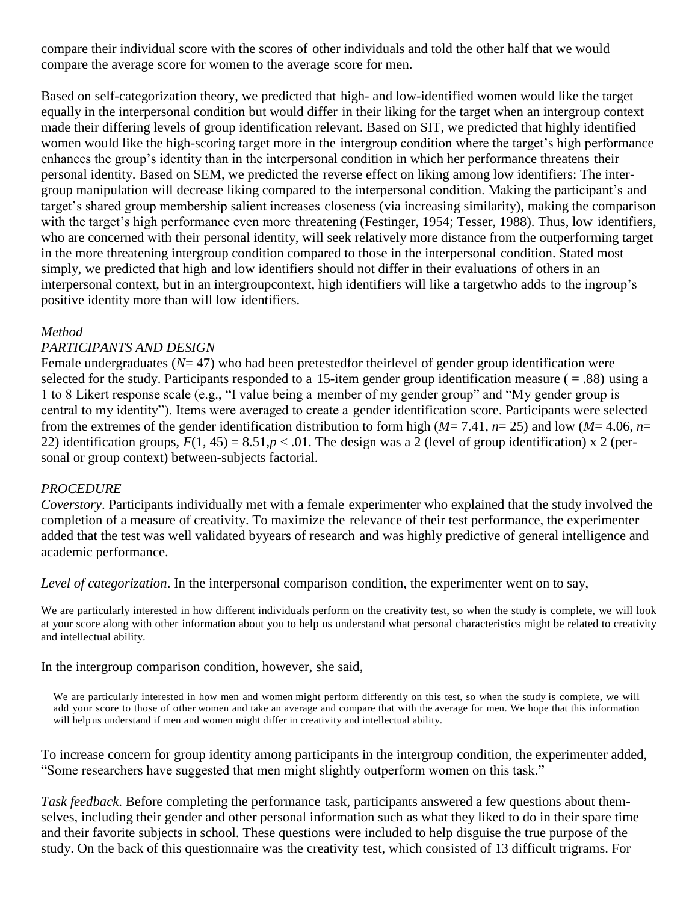compare their individual score with the scores of other individuals and told the other half that we would compare the average score for women to the average score for men.

Based on self-categorization theory, we predicted that high- and low-identified women would like the target equally in the interpersonal condition but would differ in their liking for the target when an intergroup context made their differing levels of group identification relevant. Based on SIT, we predicted that highly identified women would like the high-scoring target more in the intergroup condition where the target's high performance enhances the group's identity than in the interpersonal condition in which her performance threatens their personal identity. Based on SEM, we predicted the reverse effect on liking among low identifiers: The intergroup manipulation will decrease liking compared to the interpersonal condition. Making the participant's and target's shared group membership salient increases closeness (via increasing similarity), making the comparison with the target's high performance even more threatening (Festinger, 1954; Tesser, 1988). Thus, low identifiers, who are concerned with their personal identity, will seek relatively more distance from the outperforming target in the more threatening intergroup condition compared to those in the interpersonal condition. Stated most simply, we predicted that high and low identifiers should not differ in their evaluations of others in an interpersonal context, but in an intergroupcontext, high identifiers will like a targetwho adds to the ingroup's positive identity more than will low identifiers.

*Method*

*PARTICIPANTS AND DESIGN*

Female undergraduates ($N$= 47) who had been pretestedfor theirlevel of gender group identification were selected for the study. Participants responded to a 15-item gender group identification measure ( = .88) using a 1 to 8 Likert response scale (e.g., "I value being a member of my gender group" and "My gender group is central to my identity"). Items were averaged to create a gender identification score. Participants were selected from the extremes of the gender identification distribution to form high ($M$= 7.41, $n$= 25) and low ($M$= 4.06, $n$= 22) identification groups, $F(1, 45) = 8.51, p < .01$. The design was a 2 (level of group identification) x 2 (personal or group context) between-subjects factorial.

*PROCEDURE*

*Coverstory*. Participants individually met with a female experimenter who explained that the study involved the completion of a measure of creativity. To maximize the relevance of their test performance, the experimenter added that the test was well validated byyears of research and was highly predictive of general intelligence and academic performance.

*Level of categorization*. In the interpersonal comparison condition, the experimenter went on to say,

> We are particularly interested in how different individuals perform on the creativity test, so when the study is complete, we will look at your score along with other information about you to help us understand what personal characteristics might be related to creativity and intellectual ability.

In the intergroup comparison condition, however, she said,

> We are particularly interested in how men and women might perform differently on this test, so when the study is complete, we will add your score to those of other women and take an average and compare that with the average for men. We hope that this information will help us understand if men and women might differ in creativity and intellectual ability.

To increase concern for group identity among participants in the intergroup condition, the experimenter added, "Some researchers have suggested that men might slightly outperform women on this task."

*Task feedback.* Before completing the performance task, participants answered a few questions about themselves, including their gender and other personal information such as what they liked to do in their spare time and their favorite subjects in school. These questions were included to help disguise the true purpose of the study. On the back of this questionnaire was the creativity test, which consisted of 13 difficult trigrams. For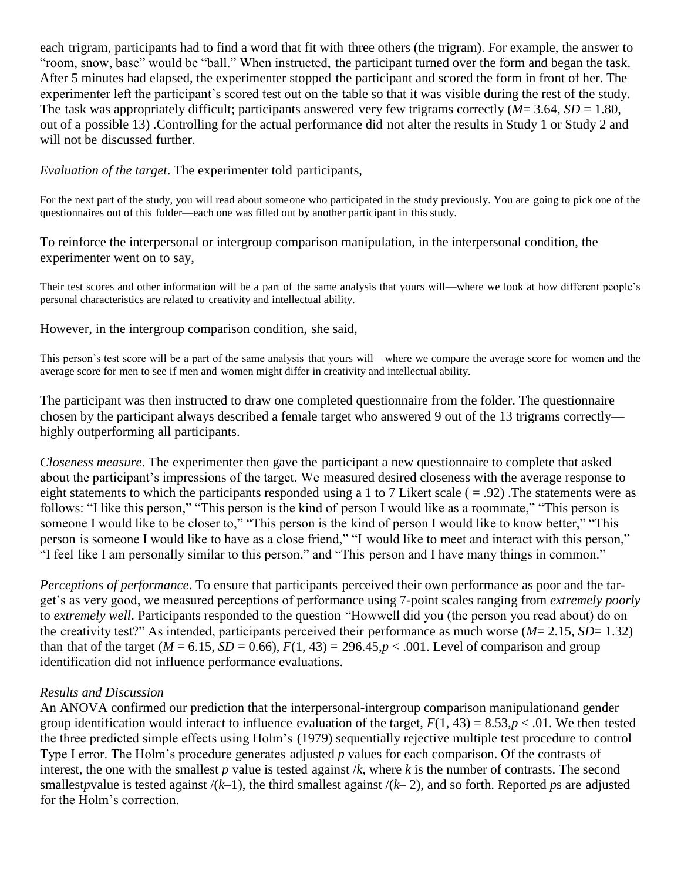each trigram, participants had to find a word that fit with three others (the trigram). For example, the answer to "room, snow, base" would be "ball." When instructed, the participant turned over the form and began the task. After 5 minutes had elapsed, the experimenter stopped the participant and scored the form in front of her. The experimenter left the participant's scored test out on the table so that it was visible during the rest of the study. The task was appropriately difficult; participants answered very few trigrams correctly ($M$= 3.64, $SD$ = 1.80, out of a possible 13) .Controlling for the actual performance did not alter the results in Study 1 or Study 2 and will not be discussed further.

*Evaluation of the target*. The experimenter told participants,

> For the next part of the study, you will read about someone who participated in the study previously. You are going to pick one of the questionnaires out of this folder—each one was filled out by another participant in this study.

To reinforce the interpersonal or intergroup comparison manipulation, in the interpersonal condition, the experimenter went on to say,

> Their test scores and other information will be a part of the same analysis that yours will—where we look at how different people's personal characteristics are related to creativity and intellectual ability.

However, in the intergroup comparison condition, she said,

> This person's test score will be a part of the same analysis that yours will—where we compare the average score for women and the average score for men to see if men and women might differ in creativity and intellectual ability.

The participant was then instructed to draw one completed questionnaire from the folder. The questionnaire chosen by the participant always described a female target who answered 9 out of the 13 trigrams correctly—highly outperforming all participants.

*Closeness measure*. The experimenter then gave the participant a new questionnaire to complete that asked about the participant's impressions of the target. We measured desired closeness with the average response to eight statements to which the participants responded using a 1 to 7 Likert scale ( = .92) .The statements were as follows: "I like this person," "This person is the kind of person I would like as a roommate," "This person is someone I would like to be closer to," "This person is the kind of person I would like to know better," "This person is someone I would like to have as a close friend," "I would like to meet and interact with this person," "I feel like I am personally similar to this person," and "This person and I have many things in common."

*Perceptions of performance*. To ensure that participants perceived their own performance as poor and the target's as very good, we measured perceptions of performance using 7-point scales ranging from *extremely poorly* to *extremely well*. Participants responded to the question "Howwell did you (the person you read about) do on the creativity test?" As intended, participants perceived their performance as much worse ($M$= 2.15, $SD$= 1.32) than that of the target ($M$ = 6.15, $SD$ = 0.66), $F(1, 43) = 296.45, p < .001$. Level of comparison and group identification did not influence performance evaluations.

*Results and Discussion*

An ANOVA confirmed our prediction that the interpersonal-intergroup comparison manipulationand gender group identification would interact to influence evaluation of the target, $F(1, 43) = 8.53, p < .01$. We then tested the three predicted simple effects using Holm's (1979) sequentially rejective multiple test procedure to control Type I error. The Holm's procedure generates adjusted $p$ values for each comparison. Of the contrasts of interest, the one with the smallest $p$ value is tested against /$k$, where $k$ is the number of contrasts. The second smallest$p$value is tested against /($k$–1), the third smallest against /($k$– 2), and so forth. Reported $p$s are adjusted for the Holm's correction.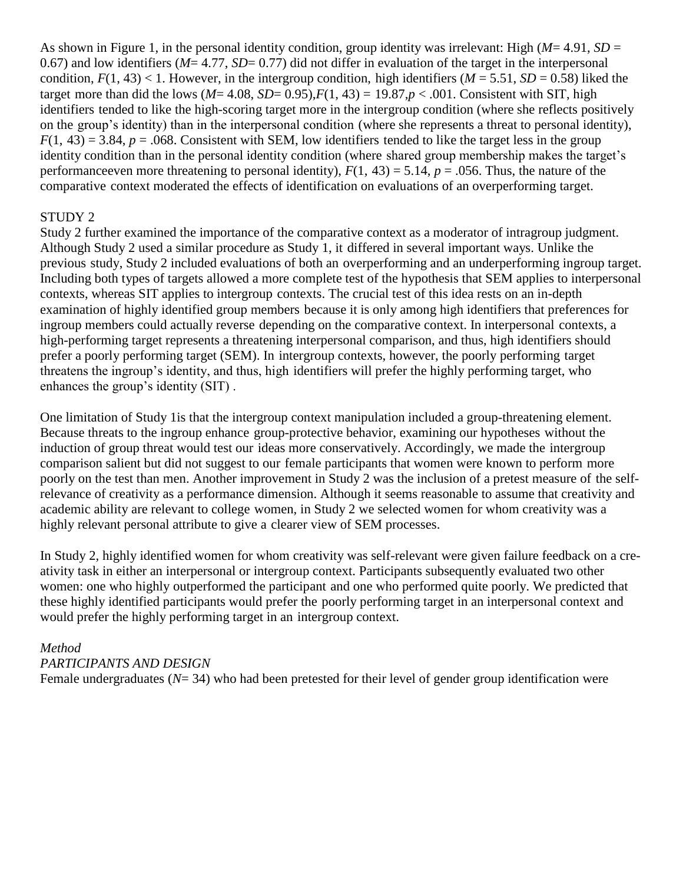As shown in Figure 1, in the personal identity condition, group identity was irrelevant: High (*M*= 4.91, *SD* = 0.67) and low identifiers (*M*= 4.77, *SD*= 0.77) did not differ in evaluation of the target in the interpersonal condition, $F(1, 43) < 1$. However, in the intergroup condition, high identifiers (*M* = 5.51, *SD* = 0.58) liked the target more than did the lows (*M*= 4.08, *SD*= 0.95),$F(1, 43) = 19.87$,$p < .001$. Consistent with SIT, high identifiers tended to like the high-scoring target more in the intergroup condition (where she reflects positively on the group's identity) than in the interpersonal condition (where she represents a threat to personal identity), $F(1, 43) = 3.84$, $p = .068$. Consistent with SEM, low identifiers tended to like the target less in the group identity condition than in the personal identity condition (where shared group membership makes the target's performanceeven more threatening to personal identity), $F(1, 43) = 5.14$, $p = .056$. Thus, the nature of the comparative context moderated the effects of identification on evaluations of an overperforming target.

## STUDY 2

Study 2 further examined the importance of the comparative context as a moderator of intragroup judgment. Although Study 2 used a similar procedure as Study 1, it differed in several important ways. Unlike the previous study, Study 2 included evaluations of both an overperforming and an underperforming ingroup target. Including both types of targets allowed a more complete test of the hypothesis that SEM applies to interpersonal contexts, whereas SIT applies to intergroup contexts. The crucial test of this idea rests on an in-depth examination of highly identified group members because it is only among high identifiers that preferences for ingroup members could actually reverse depending on the comparative context. In interpersonal contexts, a high-performing target represents a threatening interpersonal comparison, and thus, high identifiers should prefer a poorly performing target (SEM). In intergroup contexts, however, the poorly performing target threatens the ingroup's identity, and thus, high identifiers will prefer the highly performing target, who enhances the group's identity (SIT) .

One limitation of Study 1is that the intergroup context manipulation included a group-threatening element. Because threats to the ingroup enhance group-protective behavior, examining our hypotheses without the induction of group threat would test our ideas more conservatively. Accordingly, we made the intergroup comparison salient but did not suggest to our female participants that women were known to perform more poorly on the test than men. Another improvement in Study 2 was the inclusion of a pretest measure of the self-relevance of creativity as a performance dimension. Although it seems reasonable to assume that creativity and academic ability are relevant to college women, in Study 2 we selected women for whom creativity was a highly relevant personal attribute to give a clearer view of SEM processes.

In Study 2, highly identified women for whom creativity was self-relevant were given failure feedback on a creativity task in either an interpersonal or intergroup context. Participants subsequently evaluated two other women: one who highly outperformed the participant and one who performed quite poorly. We predicted that these highly identified participants would prefer the poorly performing target in an interpersonal context and would prefer the highly performing target in an intergroup context.

### *Method*

#### *PARTICIPANTS AND DESIGN*

Female undergraduates (*N*= 34) who had been pretested for their level of gender group identification were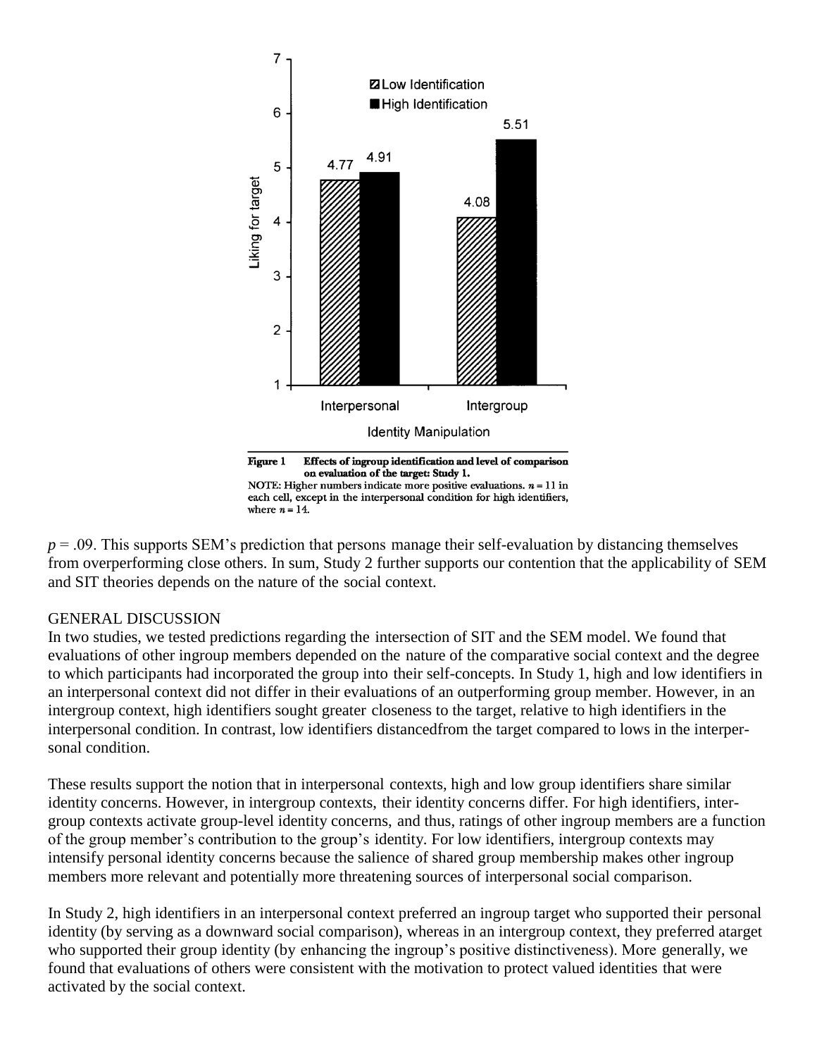Figure 1 Effects of ingroup identification and level of comparison on evaluation of the target: Study 1.

NOTE: Higher numbers indicate more positive evaluations. $n = 11$ in each cell, except in the interpersonal condition for high identifiers, where $n = 14$.

$p = .09$. This supports SEM's prediction that persons manage their self-evaluation by distancing themselves from overperforming close others. In sum, Study 2 further supports our contention that the applicability of SEM and SIT theories depends on the nature of the social context.

## GENERAL DISCUSSION

In two studies, we tested predictions regarding the intersection of SIT and the SEM model. We found that evaluations of other ingroup members depended on the nature of the comparative social context and the degree to which participants had incorporated the group into their self-concepts. In Study 1, high and low identifiers in an interpersonal context did not differ in their evaluations of an outperforming group member. However, in an intergroup context, high identifiers sought greater closeness to the target, relative to high identifiers in the interpersonal condition. In contrast, low identifiers distancedfrom the target compared to lows in the interpersonal condition.

These results support the notion that in interpersonal contexts, high and low group identifiers share similar identity concerns. However, in intergroup contexts, their identity concerns differ. For high identifiers, intergroup contexts activate group-level identity concerns, and thus, ratings of other ingroup members are a function of the group member's contribution to the group's identity. For low identifiers, intergroup contexts may intensify personal identity concerns because the salience of shared group membership makes other ingroup members more relevant and potentially more threatening sources of interpersonal social comparison.

In Study 2, high identifiers in an interpersonal context preferred an ingroup target who supported their personal identity (by serving as a downward social comparison), whereas in an intergroup context, they preferred atarget who supported their group identity (by enhancing the ingroup's positive distinctiveness). More generally, we found that evaluations of others were consistent with the motivation to protect valued identities that were activated by the social context.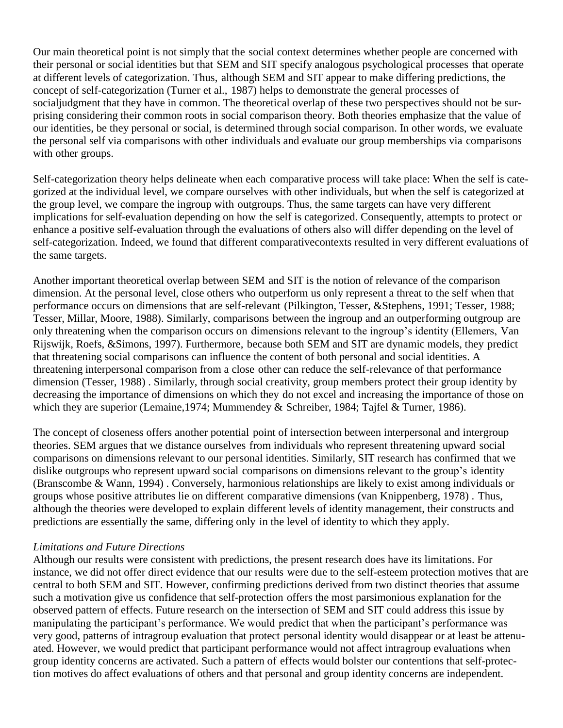Our main theoretical point is not simply that the social context determines whether people are concerned with their personal or social identities but that SEM and SIT specify analogous psychological processes that operate at different levels of categorization. Thus, although SEM and SIT appear to make differing predictions, the concept of self-categorization (Turner et al., 1987) helps to demonstrate the general processes of socialjudgment that they have in common. The theoretical overlap of these two perspectives should not be surprising considering their common roots in social comparison theory. Both theories emphasize that the value of our identities, be they personal or social, is determined through social comparison. In other words, we evaluate the personal self via comparisons with other individuals and evaluate our group memberships via comparisons with other groups.

Self-categorization theory helps delineate when each comparative process will take place: When the self is categorized at the individual level, we compare ourselves with other individuals, but when the self is categorized at the group level, we compare the ingroup with outgroups. Thus, the same targets can have very different implications for self-evaluation depending on how the self is categorized. Consequently, attempts to protect or enhance a positive self-evaluation through the evaluations of others also will differ depending on the level of self-categorization. Indeed, we found that different comparativecontexts resulted in very different evaluations of the same targets.

Another important theoretical overlap between SEM and SIT is the notion of relevance of the comparison dimension. At the personal level, close others who outperform us only represent a threat to the self when that performance occurs on dimensions that are self-relevant (Pilkington, Tesser, &Stephens, 1991; Tesser, 1988; Tesser, Millar, Moore, 1988). Similarly, comparisons between the ingroup and an outperforming outgroup are only threatening when the comparison occurs on dimensions relevant to the ingroup's identity (Ellemers, Van Rijswijk, Roefs, &Simons, 1997). Furthermore, because both SEM and SIT are dynamic models, they predict that threatening social comparisons can influence the content of both personal and social identities. A threatening interpersonal comparison from a close other can reduce the self-relevance of that performance dimension (Tesser, 1988) . Similarly, through social creativity, group members protect their group identity by decreasing the importance of dimensions on which they do not excel and increasing the importance of those on which they are superior (Lemaine,1974; Mummendey & Schreiber, 1984; Tajfel & Turner, 1986).

The concept of closeness offers another potential point of intersection between interpersonal and intergroup theories. SEM argues that we distance ourselves from individuals who represent threatening upward social comparisons on dimensions relevant to our personal identities. Similarly, SIT research has confirmed that we dislike outgroups who represent upward social comparisons on dimensions relevant to the group's identity (Branscombe & Wann, 1994) . Conversely, harmonious relationships are likely to exist among individuals or groups whose positive attributes lie on different comparative dimensions (van Knippenberg, 1978) . Thus, although the theories were developed to explain different levels of identity management, their constructs and predictions are essentially the same, differing only in the level of identity to which they apply.

*Limitations and Future Directions*

Although our results were consistent with predictions, the present research does have its limitations. For instance, we did not offer direct evidence that our results were due to the self-esteem protection motives that are central to both SEM and SIT. However, confirming predictions derived from two distinct theories that assume such a motivation give us confidence that self-protection offers the most parsimonious explanation for the observed pattern of effects. Future research on the intersection of SEM and SIT could address this issue by manipulating the participant's performance. We would predict that when the participant's performance was very good, patterns of intragroup evaluation that protect personal identity would disappear or at least be attenuated. However, we would predict that participant performance would not affect intragroup evaluations when group identity concerns are activated. Such a pattern of effects would bolster our contentions that self-protection motives do affect evaluations of others and that personal and group identity concerns are independent.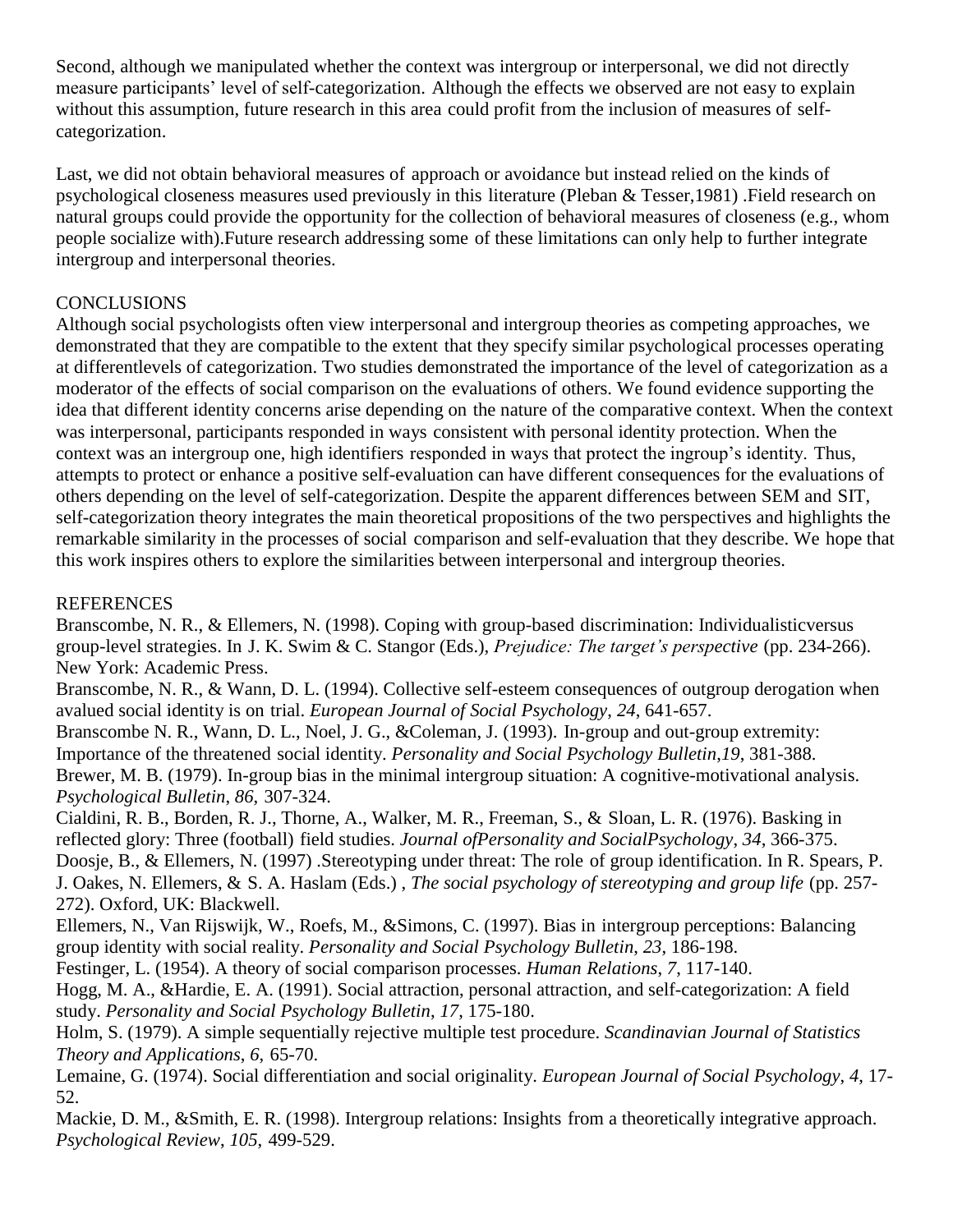Second, although we manipulated whether the context was intergroup or interpersonal, we did not directly measure participants' level of self-categorization. Although the effects we observed are not easy to explain without this assumption, future research in this area could profit from the inclusion of measures of self-categorization.

Last, we did not obtain behavioral measures of approach or avoidance but instead relied on the kinds of psychological closeness measures used previously in this literature (Pleban & Tesser,1981) .Field research on natural groups could provide the opportunity for the collection of behavioral measures of closeness (e.g., whom people socialize with).Future research addressing some of these limitations can only help to further integrate intergroup and interpersonal theories.

## CONCLUSIONS

Although social psychologists often view interpersonal and intergroup theories as competing approaches, we demonstrated that they are compatible to the extent that they specify similar psychological processes operating at differentlevels of categorization. Two studies demonstrated the importance of the level of categorization as a moderator of the effects of social comparison on the evaluations of others. We found evidence supporting the idea that different identity concerns arise depending on the nature of the comparative context. When the context was interpersonal, participants responded in ways consistent with personal identity protection. When the context was an intergroup one, high identifiers responded in ways that protect the ingroup's identity. Thus, attempts to protect or enhance a positive self-evaluation can have different consequences for the evaluations of others depending on the level of self-categorization. Despite the apparent differences between SEM and SIT, self-categorization theory integrates the main theoretical propositions of the two perspectives and highlights the remarkable similarity in the processes of social comparison and self-evaluation that they describe. We hope that this work inspires others to explore the similarities between interpersonal and intergroup theories.

## REFERENCES

Branscombe, N. R., & Ellemers, N. (1998). Coping with group-based discrimination: Individualisticversus group-level strategies. In J. K. Swim & C. Stangor (Eds.), *Prejudice: The target's perspective* (pp. 234-266). New York: Academic Press.

Branscombe, N. R., & Wann, D. L. (1994). Collective self-esteem consequences of outgroup derogation when avalued social identity is on trial. *European Journal of Social Psychology*, *24*, 641-657.

Branscombe N. R., Wann, D. L., Noel, J. G., &Coleman, J. (1993). In-group and out-group extremity: Importance of the threatened social identity. *Personality and Social Psychology Bulletin*,*19*, 381-388.

Brewer, M. B. (1979). In-group bias in the minimal intergroup situation: A cognitive-motivational analysis. *Psychological Bulletin*, *86*, 307-324.

Cialdini, R. B., Borden, R. J., Thorne, A., Walker, M. R., Freeman, S., & Sloan, L. R. (1976). Basking in reflected glory: Three (football) field studies. *Journal ofPersonality and SocialPsychology*, *34*, 366-375.

Doosje, B., & Ellemers, N. (1997) .Stereotyping under threat: The role of group identification. In R. Spears, P. J. Oakes, N. Ellemers, & S. A. Haslam (Eds.) , *The social psychology of stereotyping and group life* (pp. 257-272). Oxford, UK: Blackwell.

Ellemers, N., Van Rijswijk, W., Roefs, M., &Simons, C. (1997). Bias in intergroup perceptions: Balancing group identity with social reality. *Personality and Social Psychology Bulletin*, *23*, 186-198.

Festinger, L. (1954). A theory of social comparison processes. *Human Relations*, *7*, 117-140.

Hogg, M. A., &Hardie, E. A. (1991). Social attraction, personal attraction, and self-categorization: A field study. *Personality and Social Psychology Bulletin*, *17*, 175-180.

Holm, S. (1979). A simple sequentially rejective multiple test procedure. *Scandinavian Journal of Statistics Theory and Applications*, *6*, 65-70.

Lemaine, G. (1974). Social differentiation and social originality. *European Journal of Social Psychology*, *4*, 17-52.

Mackie, D. M., &Smith, E. R. (1998). Intergroup relations: Insights from a theoretically integrative approach. *Psychological Review*, *105*, 499-529.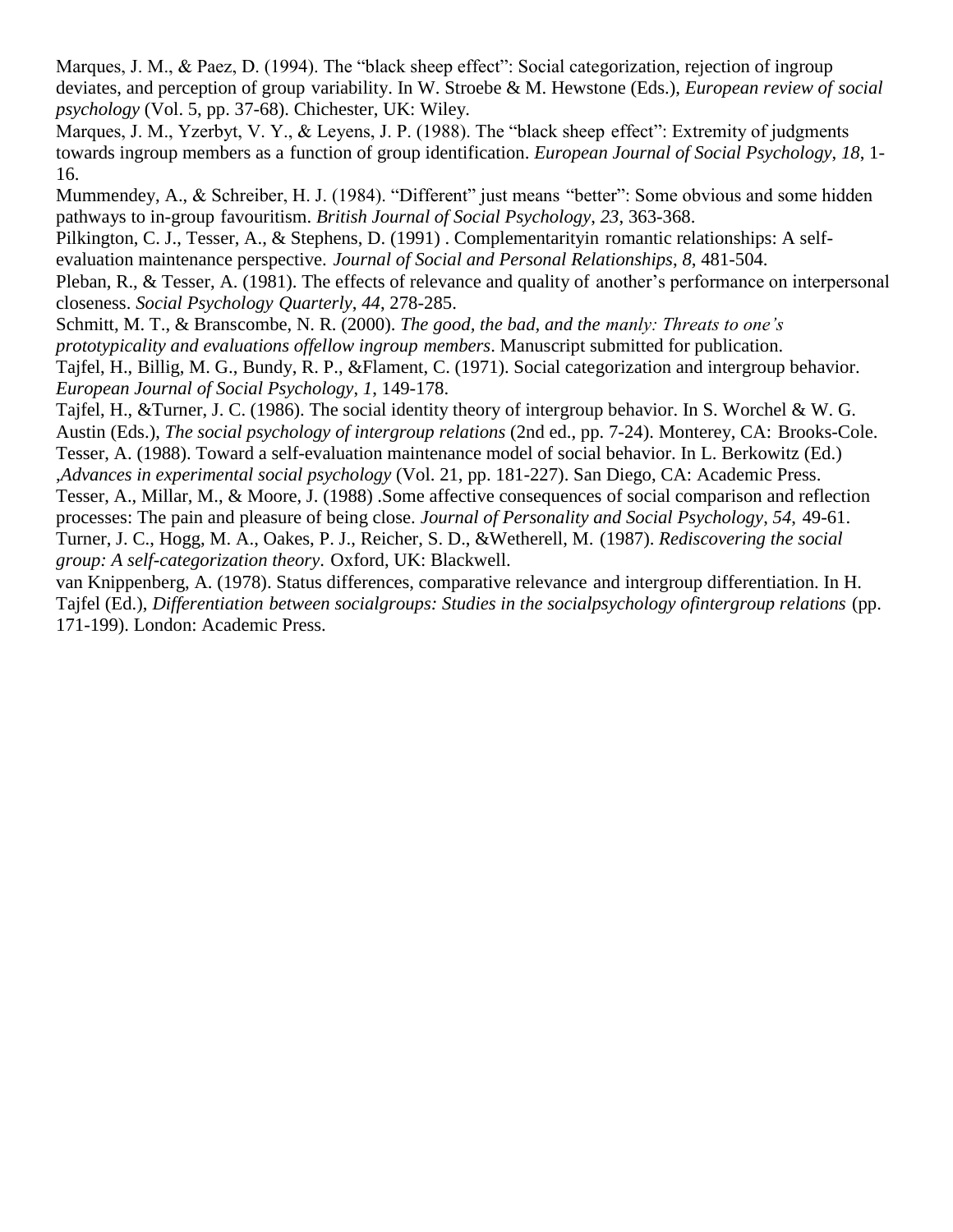Marques, J. M., & Paez, D. (1994). The "black sheep effect": Social categorization, rejection of ingroup deviates, and perception of group variability. In W. Stroebe & M. Hewstone (Eds.), *European review of social psychology* (Vol. 5, pp. 37-68). Chichester, UK: Wiley.

Marques, J. M., Yzerbyt, V. Y., & Leyens, J. P. (1988). The "black sheep effect": Extremity of judgments towards ingroup members as a function of group identification. *European Journal of Social Psychology, 18*, 1-16.

Mummendey, A., & Schreiber, H. J. (1984). "Different" just means "better": Some obvious and some hidden pathways to in-group favouritism. *British Journal of Social Psychology, 23*, 363-368.

Pilkington, C. J., Tesser, A., & Stephens, D. (1991) . Complementarityin romantic relationships: A self-evaluation maintenance perspective. *Journal of Social and Personal Relationships*, *8*, 481-504.

Pleban, R., & Tesser, A. (1981). The effects of relevance and quality of another's performance on interpersonal closeness. *Social Psychology Quarterly*, *44*, 278-285.

Schmitt, M. T., & Branscombe, N. R. (2000). *The good, the bad, and the manly: Threats to one's prototypicality and evaluations offellow ingroup members*. Manuscript submitted for publication.

Tajfel, H., Billig, M. G., Bundy, R. P., &Flament, C. (1971). Social categorization and intergroup behavior. *European Journal of Social Psychology*, *1*, 149-178.

Tajfel, H., &Turner, J. C. (1986). The social identity theory of intergroup behavior. In S. Worchel & W. G. Austin (Eds.), *The social psychology of intergroup relations* (2nd ed., pp. 7-24). Monterey, CA: Brooks-Cole.

Tesser, A. (1988). Toward a self-evaluation maintenance model of social behavior. In L. Berkowitz (Ed.) ,*Advances in experimental social psychology* (Vol. 21, pp. 181-227). San Diego, CA: Academic Press.

Tesser, A., Millar, M., & Moore, J. (1988) .Some affective consequences of social comparison and reflection processes: The pain and pleasure of being close. *Journal of Personality and Social Psychology*, *54*, 49-61.

Turner, J. C., Hogg, M. A., Oakes, P. J., Reicher, S. D., &Wetherell, M. (1987). *Rediscovering the social group: A self-categorization theory*. Oxford, UK: Blackwell.

van Knippenberg, A. (1978). Status differences, comparative relevance and intergroup differentiation. In H. Tajfel (Ed.), *Differentiation between socialgroups: Studies in the socialpsychology ofintergroup relations* (pp. 171-199). London: Academic Press.